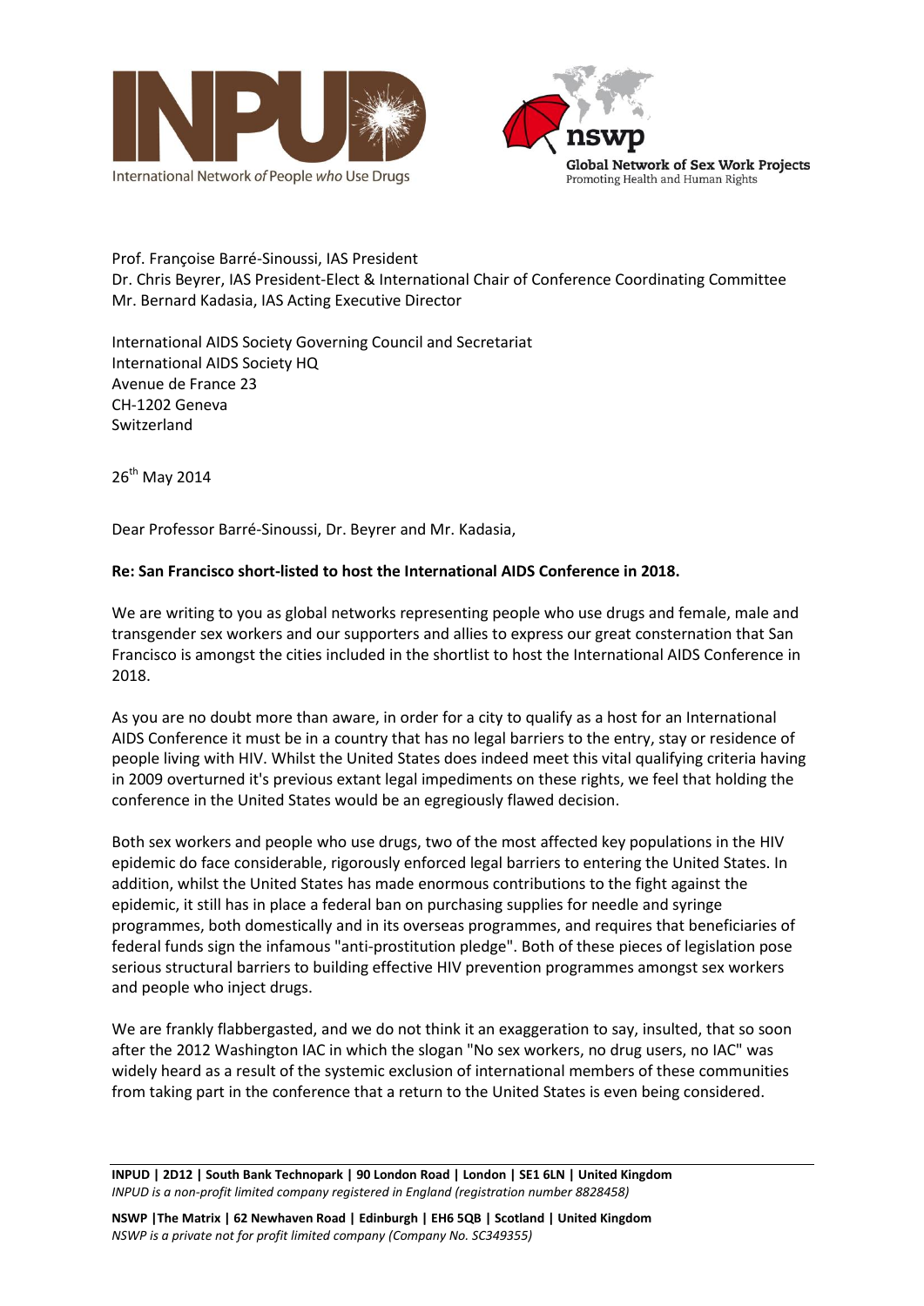International Network *of* People *who* Use Drugs

Global Network of Sex Work Projects
Promoting Health and Human Rights

Prof. Françoise Barré-Sinoussi, IAS President
Dr. Chris Beyrer, IAS President-Elect & International Chair of Conference Coordinating Committee
Mr. Bernard Kadasia, IAS Acting Executive Director

International AIDS Society Governing Council and Secretariat
International AIDS Society HQ
Avenue de France 23
CH-1202 Geneva
Switzerland

26th May 2014

Dear Professor Barré-Sinoussi, Dr. Beyrer and Mr. Kadasia,

**Re: San Francisco short-listed to host the International AIDS Conference in 2018.**

We are writing to you as global networks representing people who use drugs and female, male and transgender sex workers and our supporters and allies to express our great consternation that San Francisco is amongst the cities included in the shortlist to host the International AIDS Conference in 2018.

As you are no doubt more than aware, in order for a city to qualify as a host for an International AIDS Conference it must be in a country that has no legal barriers to the entry, stay or residence of people living with HIV. Whilst the United States does indeed meet this vital qualifying criteria having in 2009 overturned it's previous extant legal impediments on these rights, we feel that holding the conference in the United States would be an egregiously flawed decision.

Both sex workers and people who use drugs, two of the most affected key populations in the HIV epidemic do face considerable, rigorously enforced legal barriers to entering the United States. In addition, whilst the United States has made enormous contributions to the fight against the epidemic, it still has in place a federal ban on purchasing supplies for needle and syringe programmes, both domestically and in its overseas programmes, and requires that beneficiaries of federal funds sign the infamous "anti-prostitution pledge". Both of these pieces of legislation pose serious structural barriers to building effective HIV prevention programmes amongst sex workers and people who inject drugs.

We are frankly flabbergasted, and we do not think it an exaggeration to say, insulted, that so soon after the 2012 Washington IAC in which the slogan "No sex workers, no drug users, no IAC" was widely heard as a result of the systemic exclusion of international members of these communities from taking part in the conference that a return to the United States is even being considered.

**INPUD | 2D12 | South Bank Technopark | 90 London Road | London | SE1 6LN | United Kingdom**
*INPUD is a non-profit limited company registered in England (registration number 8828458)*

**NSWP |The Matrix | 62 Newhaven Road | Edinburgh | EH6 5QB | Scotland | United Kingdom**
*NSWP is a private not for profit limited company (Company No. SC349355)*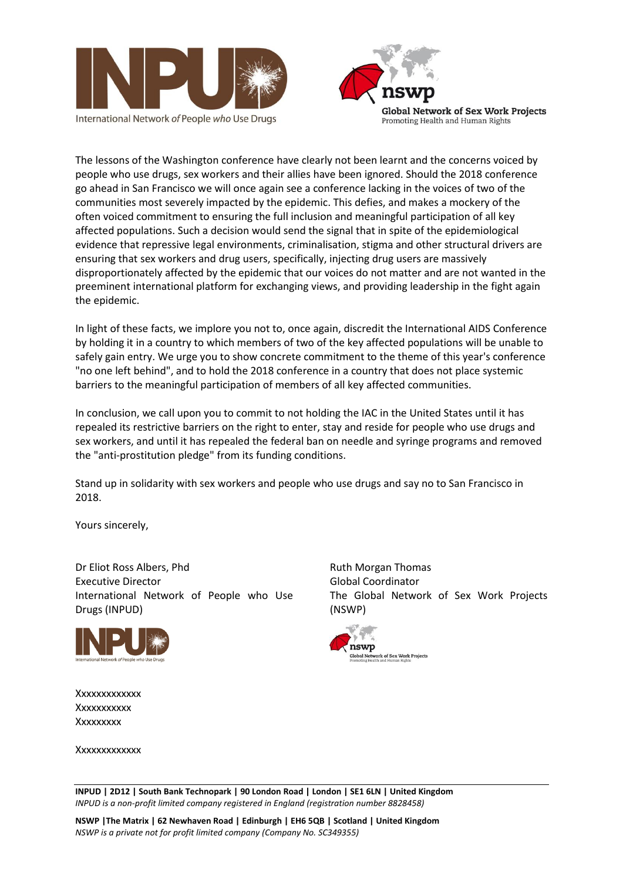The lessons of the Washington conference have clearly not been learnt and the concerns voiced by people who use drugs, sex workers and their allies have been ignored. Should the 2018 conference go ahead in San Francisco we will once again see a conference lacking in the voices of two of the communities most severely impacted by the epidemic. This defies, and makes a mockery of the often voiced commitment to ensuring the full inclusion and meaningful participation of all key affected populations. Such a decision would send the signal that in spite of the epidemiological evidence that repressive legal environments, criminalisation, stigma and other structural drivers are ensuring that sex workers and drug users, specifically, injecting drug users are massively disproportionately affected by the epidemic that our voices do not matter and are not wanted in the preeminent international platform for exchanging views, and providing leadership in the fight again the epidemic.

In light of these facts, we implore you not to, once again, discredit the International AIDS Conference by holding it in a country to which members of two of the key affected populations will be unable to safely gain entry. We urge you to show concrete commitment to the theme of this year's conference "no one left behind", and to hold the 2018 conference in a country that does not place systemic barriers to the meaningful participation of members of all key affected communities.

In conclusion, we call upon you to commit to not holding the IAC in the United States until it has repealed its restrictive barriers on the right to enter, stay and reside for people who use drugs and sex workers, and until it has repealed the federal ban on needle and syringe programs and removed the "anti-prostitution pledge" from its funding conditions.

Stand up in solidarity with sex workers and people who use drugs and say no to San Francisco in 2018.

Yours sincerely,

Dr Eliot Ross Albers, Phd
Executive Director
International Network of People who Use Drugs (INPUD)

Ruth Morgan Thomas
Global Coordinator
The Global Network of Sex Work Projects (NSWP)

Xxxxxxxxxxxxx
Xxxxxxxxxxx
Xxxxxxxxx

Xxxxxxxxxxxxx

**INPUD | 2D12 | South Bank Technopark | 90 London Road | London | SE1 6LN | United Kingdom**
*INPUD is a non-profit limited company registered in England (registration number 8828458)*

**NSWP |The Matrix | 62 Newhaven Road | Edinburgh | EH6 5QB | Scotland | United Kingdom**
*NSWP is a private not for profit limited company (Company No. SC349355)*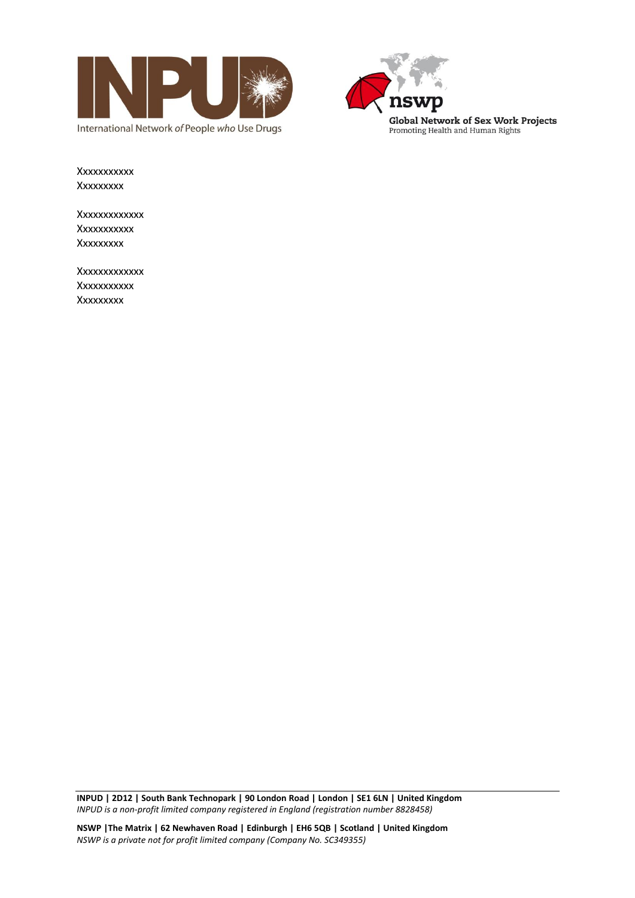Xxxxxxxxxxx
Xxxxxxxxx

Xxxxxxxxxxxxx
Xxxxxxxxxxx
Xxxxxxxxx

Xxxxxxxxxxxxx
Xxxxxxxxxxx
Xxxxxxxxx

**INPUD | 2D12 | South Bank Technopark | 90 London Road | London | SE1 6LN | United Kingdom**
*INPUD is a non-profit limited company registered in England (registration number 8828458)*

**NSWP |The Matrix | 62 Newhaven Road | Edinburgh | EH6 5QB | Scotland | United Kingdom**
*NSWP is a private not for profit limited company (Company No. SC349355)*